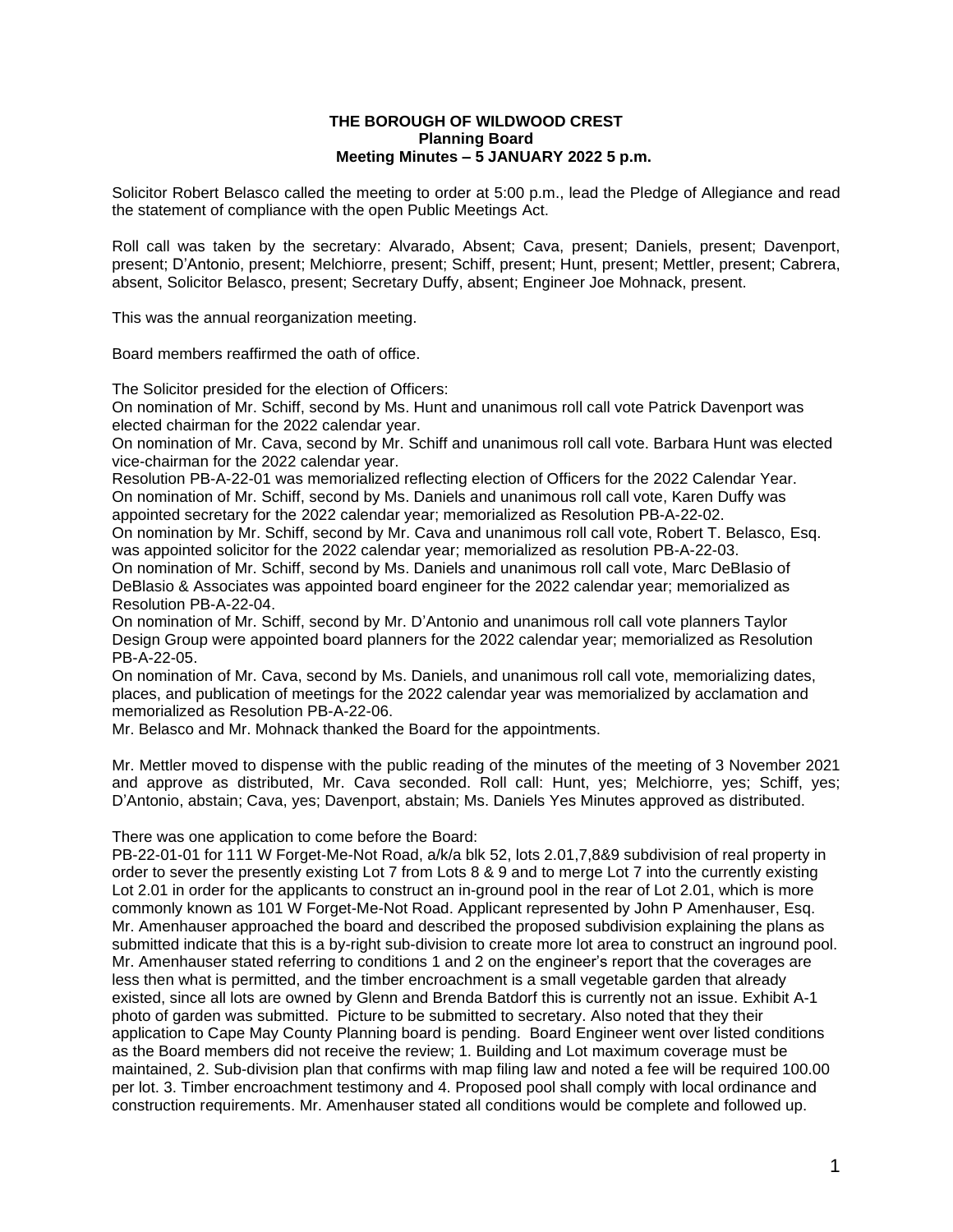**THE BOROUGH OF WILDWOOD CREST**
**Planning Board**
**Meeting Minutes – 5 JANUARY 2022 5 p.m.**

Solicitor Robert Belasco called the meeting to order at 5:00 p.m., lead the Pledge of Allegiance and read the statement of compliance with the open Public Meetings Act.

Roll call was taken by the secretary: Alvarado, Absent; Cava, present; Daniels, present; Davenport, present; D'Antonio, present; Melchiorre, present; Schiff, present; Hunt, present; Mettler, present; Cabrera, absent, Solicitor Belasco, present; Secretary Duffy, absent; Engineer Joe Mohnack, present.

This was the annual reorganization meeting.

Board members reaffirmed the oath of office.

The Solicitor presided for the election of Officers:
On nomination of Mr. Schiff, second by Ms. Hunt and unanimous roll call vote Patrick Davenport was elected chairman for the 2022 calendar year.
On nomination of Mr. Cava, second by Mr. Schiff and unanimous roll call vote. Barbara Hunt was elected vice-chairman for the 2022 calendar year.
Resolution PB-A-22-01 was memorialized reflecting election of Officers for the 2022 Calendar Year.
On nomination of Mr. Schiff, second by Ms. Daniels and unanimous roll call vote, Karen Duffy was appointed secretary for the 2022 calendar year; memorialized as Resolution PB-A-22-02.
On nomination by Mr. Schiff, second by Mr. Cava and unanimous roll call vote, Robert T. Belasco, Esq. was appointed solicitor for the 2022 calendar year; memorialized as resolution PB-A-22-03.
On nomination of Mr. Schiff, second by Ms. Daniels and unanimous roll call vote, Marc DeBlasio of DeBlasio & Associates was appointed board engineer for the 2022 calendar year; memorialized as Resolution PB-A-22-04.
On nomination of Mr. Schiff, second by Mr. D'Antonio and unanimous roll call vote planners Taylor Design Group were appointed board planners for the 2022 calendar year; memorialized as Resolution PB-A-22-05.
On nomination of Mr. Cava, second by Ms. Daniels, and unanimous roll call vote, memorializing dates, places, and publication of meetings for the 2022 calendar year was memorialized by acclamation and memorialized as Resolution PB-A-22-06.
Mr. Belasco and Mr. Mohnack thanked the Board for the appointments.

Mr. Mettler moved to dispense with the public reading of the minutes of the meeting of 3 November 2021 and approve as distributed, Mr. Cava seconded. Roll call: Hunt, yes; Melchiorre, yes; Schiff, yes; D'Antonio, abstain; Cava, yes; Davenport, abstain; Ms. Daniels Yes Minutes approved as distributed.

There was one application to come before the Board:
PB-22-01-01 for 111 W Forget-Me-Not Road, a/k/a blk 52, lots 2.01,7,8&9 subdivision of real property in order to sever the presently existing Lot 7 from Lots 8 & 9 and to merge Lot 7 into the currently existing Lot 2.01 in order for the applicants to construct an in-ground pool in the rear of Lot 2.01, which is more commonly known as 101 W Forget-Me-Not Road. Applicant represented by John P Amenhauser, Esq. Mr. Amenhauser approached the board and described the proposed subdivision explaining the plans as submitted indicate that this is a by-right sub-division to create more lot area to construct an inground pool. Mr. Amenhauser stated referring to conditions 1 and 2 on the engineer's report that the coverages are less then what is permitted, and the timber encroachment is a small vegetable garden that already existed, since all lots are owned by Glenn and Brenda Batdorf this is currently not an issue. Exhibit A-1 photo of garden was submitted. Picture to be submitted to secretary. Also noted that they their application to Cape May County Planning board is pending. Board Engineer went over listed conditions as the Board members did not receive the review; 1. Building and Lot maximum coverage must be maintained, 2. Sub-division plan that confirms with map filing law and noted a fee will be required 100.00 per lot. 3. Timber encroachment testimony and 4. Proposed pool shall comply with local ordinance and construction requirements. Mr. Amenhauser stated all conditions would be complete and followed up.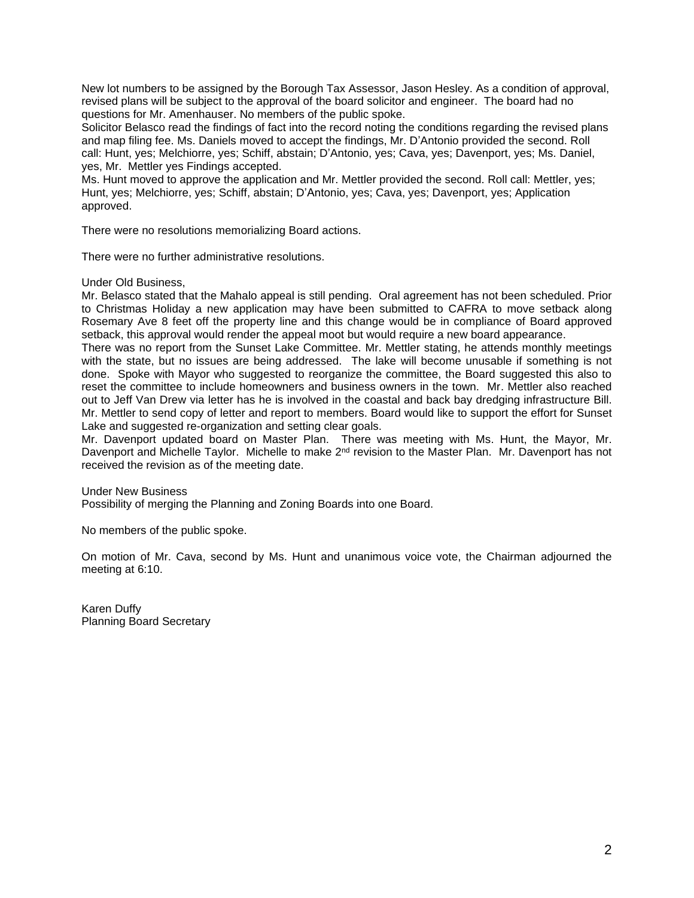New lot numbers to be assigned by the Borough Tax Assessor, Jason Hesley. As a condition of approval, revised plans will be subject to the approval of the board solicitor and engineer. The board had no questions for Mr. Amenhauser. No members of the public spoke.

Solicitor Belasco read the findings of fact into the record noting the conditions regarding the revised plans and map filing fee. Ms. Daniels moved to accept the findings, Mr. D'Antonio provided the second. Roll call: Hunt, yes; Melchiorre, yes; Schiff, abstain; D'Antonio, yes; Cava, yes; Davenport, yes; Ms. Daniel, yes, Mr. Mettler yes Findings accepted.

Ms. Hunt moved to approve the application and Mr. Mettler provided the second. Roll call: Mettler, yes; Hunt, yes; Melchiorre, yes; Schiff, abstain; D'Antonio, yes; Cava, yes; Davenport, yes; Application approved.

There were no resolutions memorializing Board actions.

There were no further administrative resolutions.

Under Old Business,

Mr. Belasco stated that the Mahalo appeal is still pending. Oral agreement has not been scheduled. Prior to Christmas Holiday a new application may have been submitted to CAFRA to move setback along Rosemary Ave 8 feet off the property line and this change would be in compliance of Board approved setback, this approval would render the appeal moot but would require a new board appearance.

There was no report from the Sunset Lake Committee. Mr. Mettler stating, he attends monthly meetings with the state, but no issues are being addressed. The lake will become unusable if something is not done. Spoke with Mayor who suggested to reorganize the committee, the Board suggested this also to reset the committee to include homeowners and business owners in the town. Mr. Mettler also reached out to Jeff Van Drew via letter has he is involved in the coastal and back bay dredging infrastructure Bill. Mr. Mettler to send copy of letter and report to members. Board would like to support the effort for Sunset Lake and suggested re-organization and setting clear goals.

Mr. Davenport updated board on Master Plan. There was meeting with Ms. Hunt, the Mayor, Mr. Davenport and Michelle Taylor. Michelle to make 2nd revision to the Master Plan. Mr. Davenport has not received the revision as of the meeting date.

Under New Business

Possibility of merging the Planning and Zoning Boards into one Board.

No members of the public spoke.

On motion of Mr. Cava, second by Ms. Hunt and unanimous voice vote, the Chairman adjourned the meeting at 6:10.

Karen Duffy
Planning Board Secretary